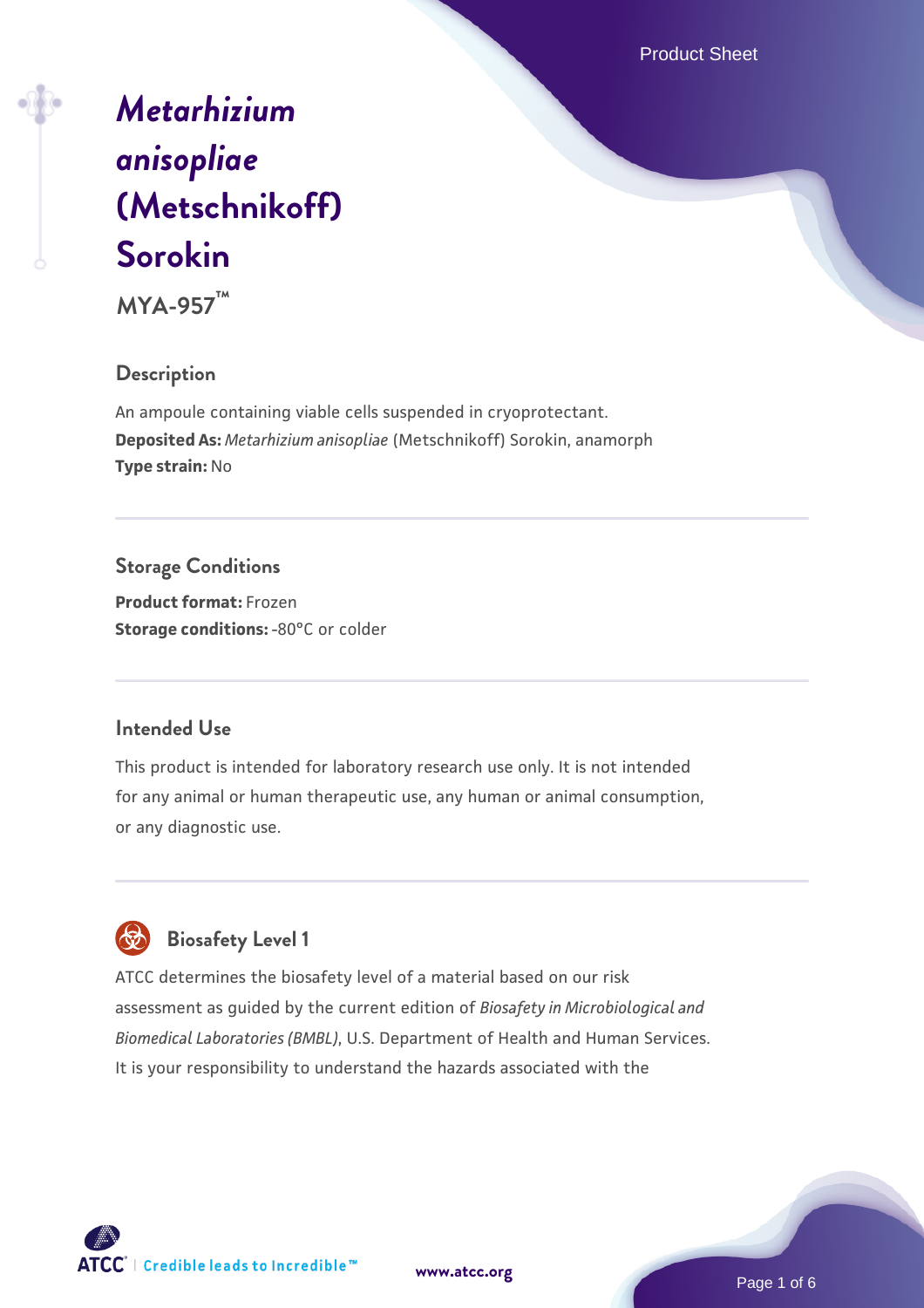# *Metarhizium anisopliae* (Metschnikoff) Sorokin

**MYA-957™**

## Description

An ampoule containing viable cells suspended in cryoprotectant.
**Deposited As:** *Metarhizium anisopliae* (Metschnikoff) Sorokin, anamorph
**Type strain:** No

## Storage Conditions

**Product format:** Frozen
**Storage conditions:** -80°C or colder

## Intended Use

This product is intended for laboratory research use only. It is not intended for any animal or human therapeutic use, any human or animal consumption, or any diagnostic use.

## Biosafety Level 1

ATCC determines the biosafety level of a material based on our risk assessment as guided by the current edition of *Biosafety in Microbiological and Biomedical Laboratories (BMBL)*, U.S. Department of Health and Human Services. It is your responsibility to understand the hazards associated with the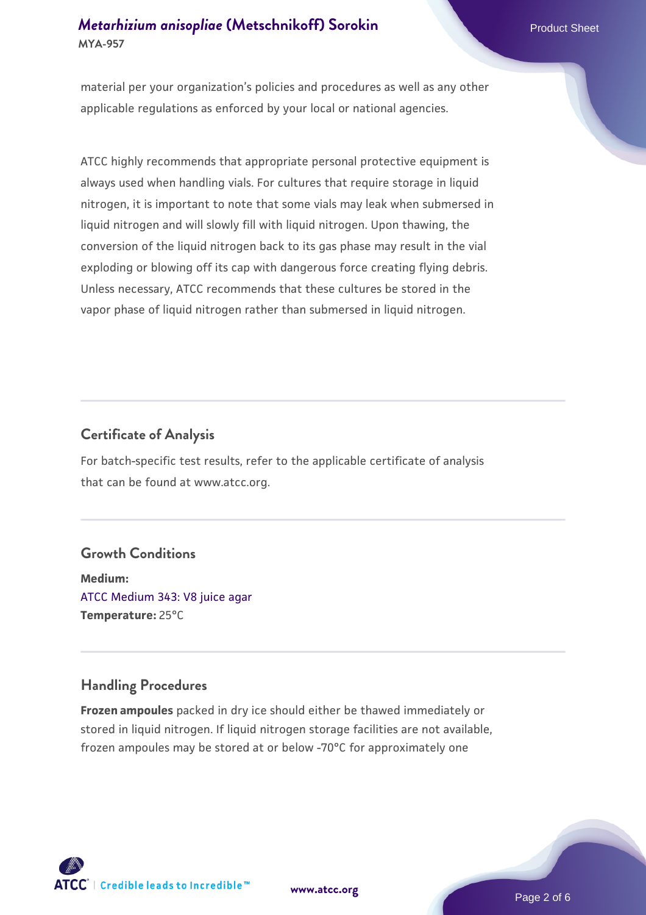material per your organization's policies and procedures as well as any other applicable regulations as enforced by your local or national agencies.

ATCC highly recommends that appropriate personal protective equipment is always used when handling vials. For cultures that require storage in liquid nitrogen, it is important to note that some vials may leak when submersed in liquid nitrogen and will slowly fill with liquid nitrogen. Upon thawing, the conversion of the liquid nitrogen back to its gas phase may result in the vial exploding or blowing off its cap with dangerous force creating flying debris. Unless necessary, ATCC recommends that these cultures be stored in the vapor phase of liquid nitrogen rather than submersed in liquid nitrogen.

## Certificate of Analysis

For batch-specific test results, refer to the applicable certificate of analysis that can be found at www.atcc.org.

## Growth Conditions

**Medium:**
ATCC Medium 343: V8 juice agar
**Temperature:** 25°C

## Handling Procedures

**Frozen ampoules** packed in dry ice should either be thawed immediately or stored in liquid nitrogen. If liquid nitrogen storage facilities are not available, frozen ampoules may be stored at or below -70°C for approximately one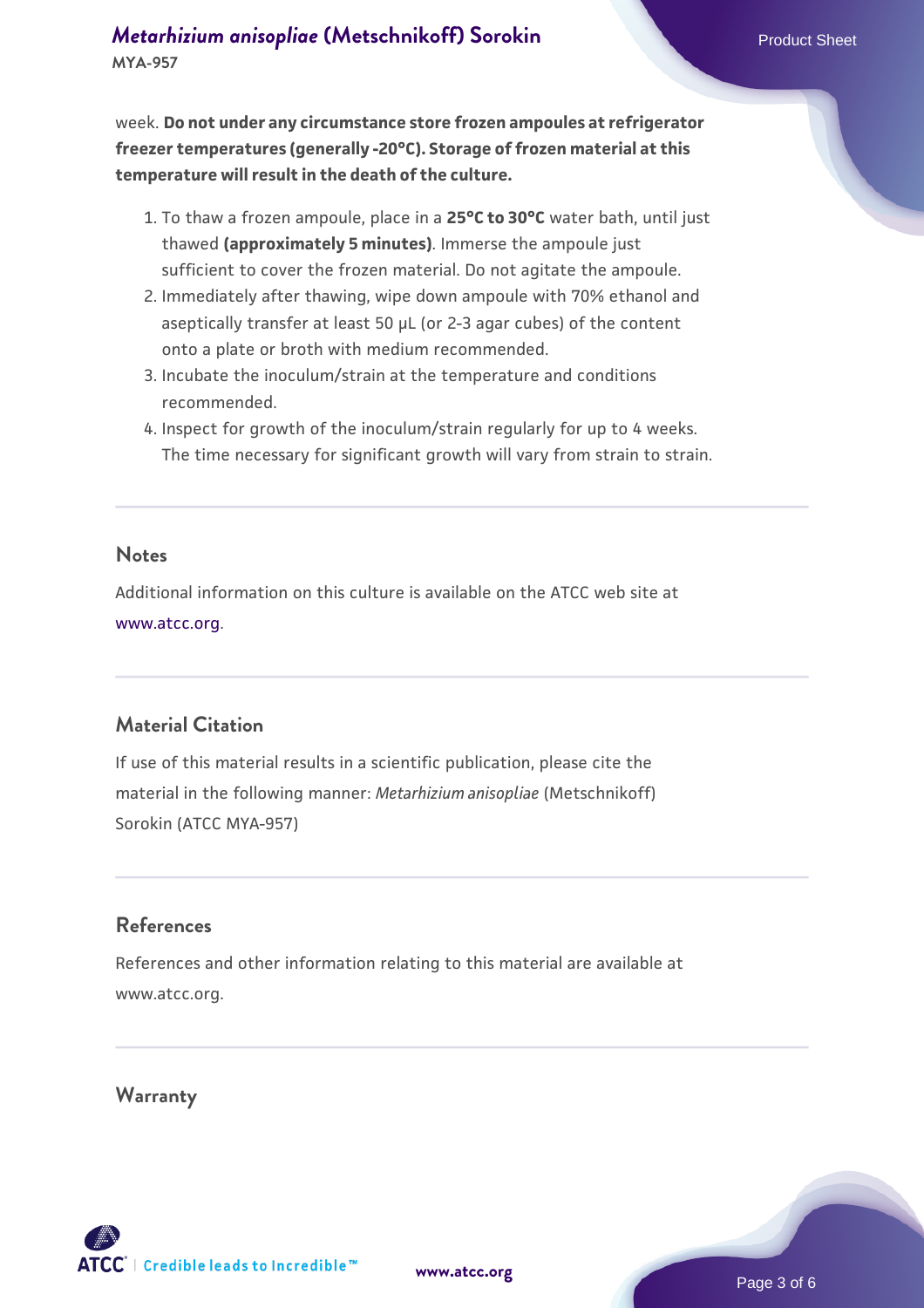week. **Do not under any circumstance store frozen ampoules at refrigerator freezer temperatures (generally -20°C). Storage of frozen material at this temperature will result in the death of the culture.**

1. To thaw a frozen ampoule, place in a **25°C to 30°C** water bath, until just thawed **(approximately 5 minutes)**. Immerse the ampoule just sufficient to cover the frozen material. Do not agitate the ampoule.
2. Immediately after thawing, wipe down ampoule with 70% ethanol and aseptically transfer at least 50 µL (or 2-3 agar cubes) of the content onto a plate or broth with medium recommended.
3. Incubate the inoculum/strain at the temperature and conditions recommended.
4. Inspect for growth of the inoculum/strain regularly for up to 4 weeks. The time necessary for significant growth will vary from strain to strain.

## Notes

Additional information on this culture is available on the ATCC web site at www.atcc.org.

## Material Citation

If use of this material results in a scientific publication, please cite the material in the following manner: *Metarhizium anisopliae* (Metschnikoff) Sorokin (ATCC MYA-957)

## References

References and other information relating to this material are available at www.atcc.org.

## Warranty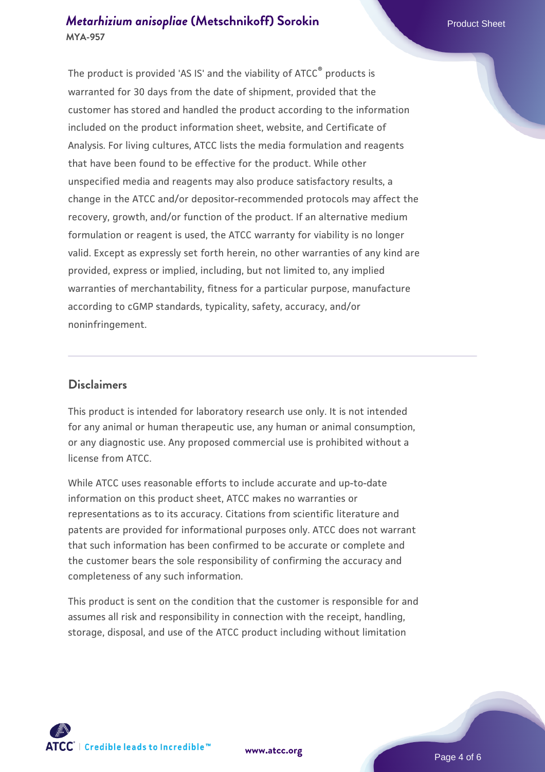The product is provided 'AS IS' and the viability of ATCC® products is warranted for 30 days from the date of shipment, provided that the customer has stored and handled the product according to the information included on the product information sheet, website, and Certificate of Analysis. For living cultures, ATCC lists the media formulation and reagents that have been found to be effective for the product. While other unspecified media and reagents may also produce satisfactory results, a change in the ATCC and/or depositor-recommended protocols may affect the recovery, growth, and/or function of the product. If an alternative medium formulation or reagent is used, the ATCC warranty for viability is no longer valid. Except as expressly set forth herein, no other warranties of any kind are provided, express or implied, including, but not limited to, any implied warranties of merchantability, fitness for a particular purpose, manufacture according to cGMP standards, typicality, safety, accuracy, and/or noninfringement.

## Disclaimers

This product is intended for laboratory research use only. It is not intended for any animal or human therapeutic use, any human or animal consumption, or any diagnostic use. Any proposed commercial use is prohibited without a license from ATCC.

While ATCC uses reasonable efforts to include accurate and up-to-date information on this product sheet, ATCC makes no warranties or representations as to its accuracy. Citations from scientific literature and patents are provided for informational purposes only. ATCC does not warrant that such information has been confirmed to be accurate or complete and the customer bears the sole responsibility of confirming the accuracy and completeness of any such information.

This product is sent on the condition that the customer is responsible for and assumes all risk and responsibility in connection with the receipt, handling, storage, disposal, and use of the ATCC product including without limitation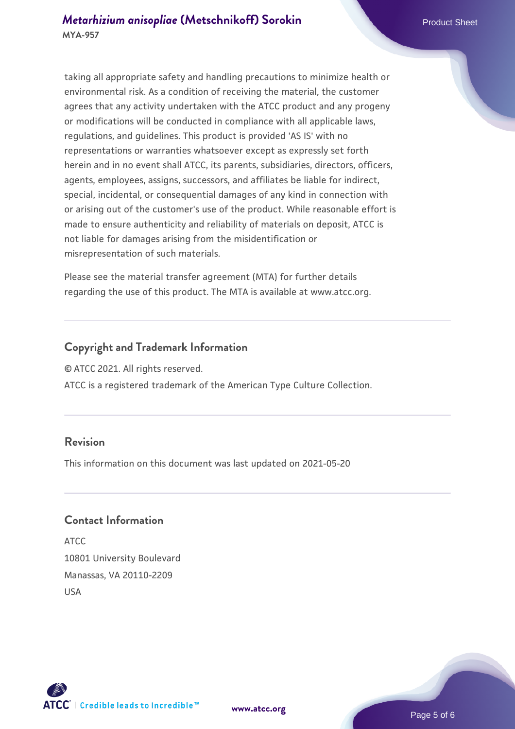taking all appropriate safety and handling precautions to minimize health or environmental risk. As a condition of receiving the material, the customer agrees that any activity undertaken with the ATCC product and any progeny or modifications will be conducted in compliance with all applicable laws, regulations, and guidelines. This product is provided 'AS IS' with no representations or warranties whatsoever except as expressly set forth herein and in no event shall ATCC, its parents, subsidiaries, directors, officers, agents, employees, assigns, successors, and affiliates be liable for indirect, special, incidental, or consequential damages of any kind in connection with or arising out of the customer's use of the product. While reasonable effort is made to ensure authenticity and reliability of materials on deposit, ATCC is not liable for damages arising from the misidentification or misrepresentation of such materials.

Please see the material transfer agreement (MTA) for further details regarding the use of this product. The MTA is available at www.atcc.org.

## Copyright and Trademark Information

© ATCC 2021. All rights reserved.

ATCC is a registered trademark of the American Type Culture Collection.

## Revision

This information on this document was last updated on 2021-05-20

## Contact Information

ATCC
10801 University Boulevard
Manassas, VA 20110-2209
USA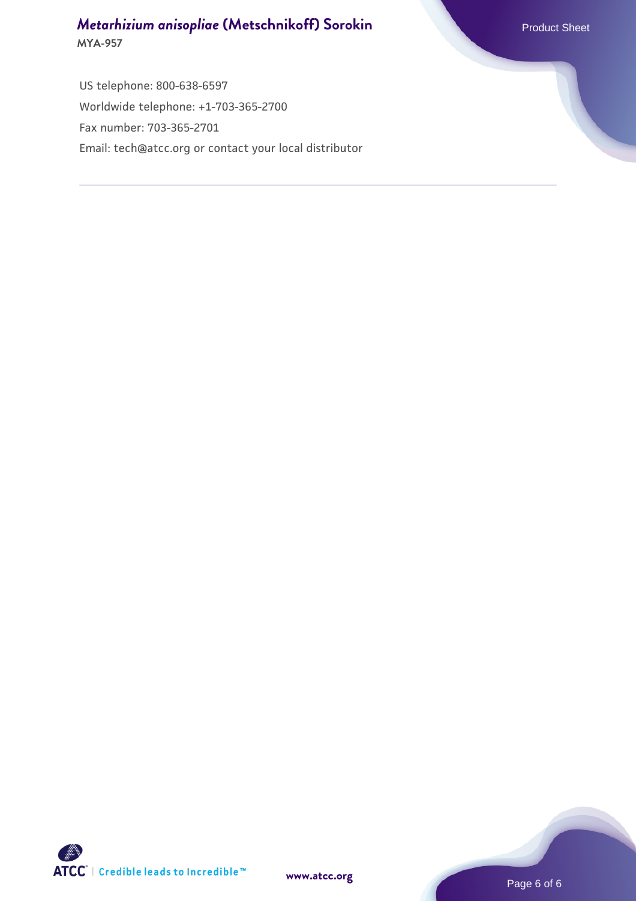US telephone: 800-638-6597

Worldwide telephone: +1-703-365-2700

Fax number: 703-365-2701

Email: tech@atcc.org or contact your local distributor